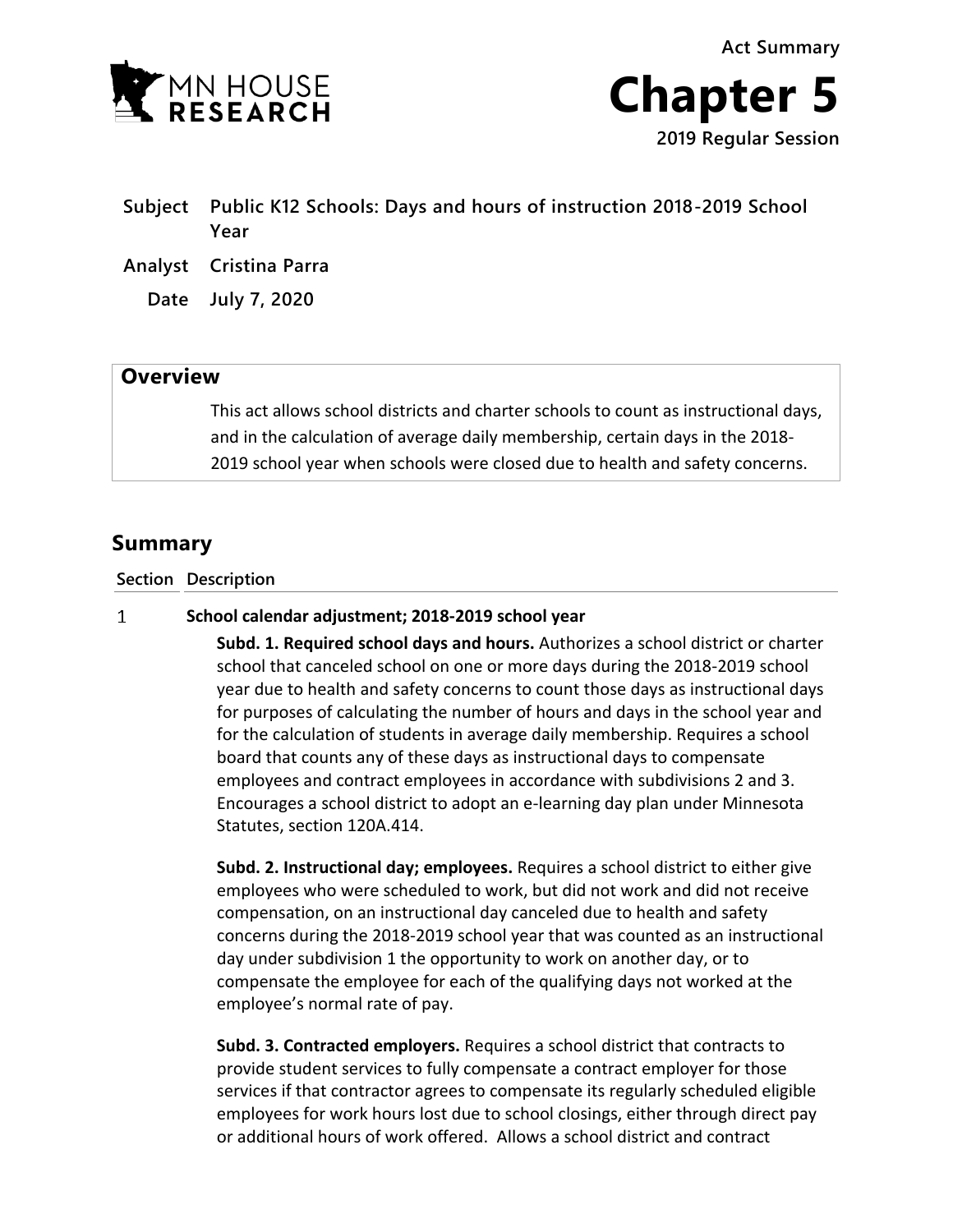Act Summary

# Chapter 5

**2019 Regular Session**

**Subject** Public K12 Schools: Days and hours of instruction 2018-2019 School Year

**Analyst** Cristina Parra

**Date** July 7, 2020

## Overview

This act allows school districts and charter schools to count as instructional days, and in the calculation of average daily membership, certain days in the 2018-2019 school year when schools were closed due to health and safety concerns.

## Summary

| Section | Description |
|---|---|
| 1 | **School calendar adjustment; 2018-2019 school year** |

**Subd. 1. Required school days and hours.** Authorizes a school district or charter school that canceled school on one or more days during the 2018-2019 school year due to health and safety concerns to count those days as instructional days for purposes of calculating the number of hours and days in the school year and for the calculation of students in average daily membership. Requires a school board that counts any of these days as instructional days to compensate employees and contract employees in accordance with subdivisions 2 and 3. Encourages a school district to adopt an e-learning day plan under Minnesota Statutes, section 120A.414.

**Subd. 2. Instructional day; employees.** Requires a school district to either give employees who were scheduled to work, but did not work and did not receive compensation, on an instructional day canceled due to health and safety concerns during the 2018-2019 school year that was counted as an instructional day under subdivision 1 the opportunity to work on another day, or to compensate the employee for each of the qualifying days not worked at the employee's normal rate of pay.

**Subd. 3. Contracted employers.** Requires a school district that contracts to provide student services to fully compensate a contract employer for those services if that contractor agrees to compensate its regularly scheduled eligible employees for work hours lost due to school closings, either through direct pay or additional hours of work offered. Allows a school district and contract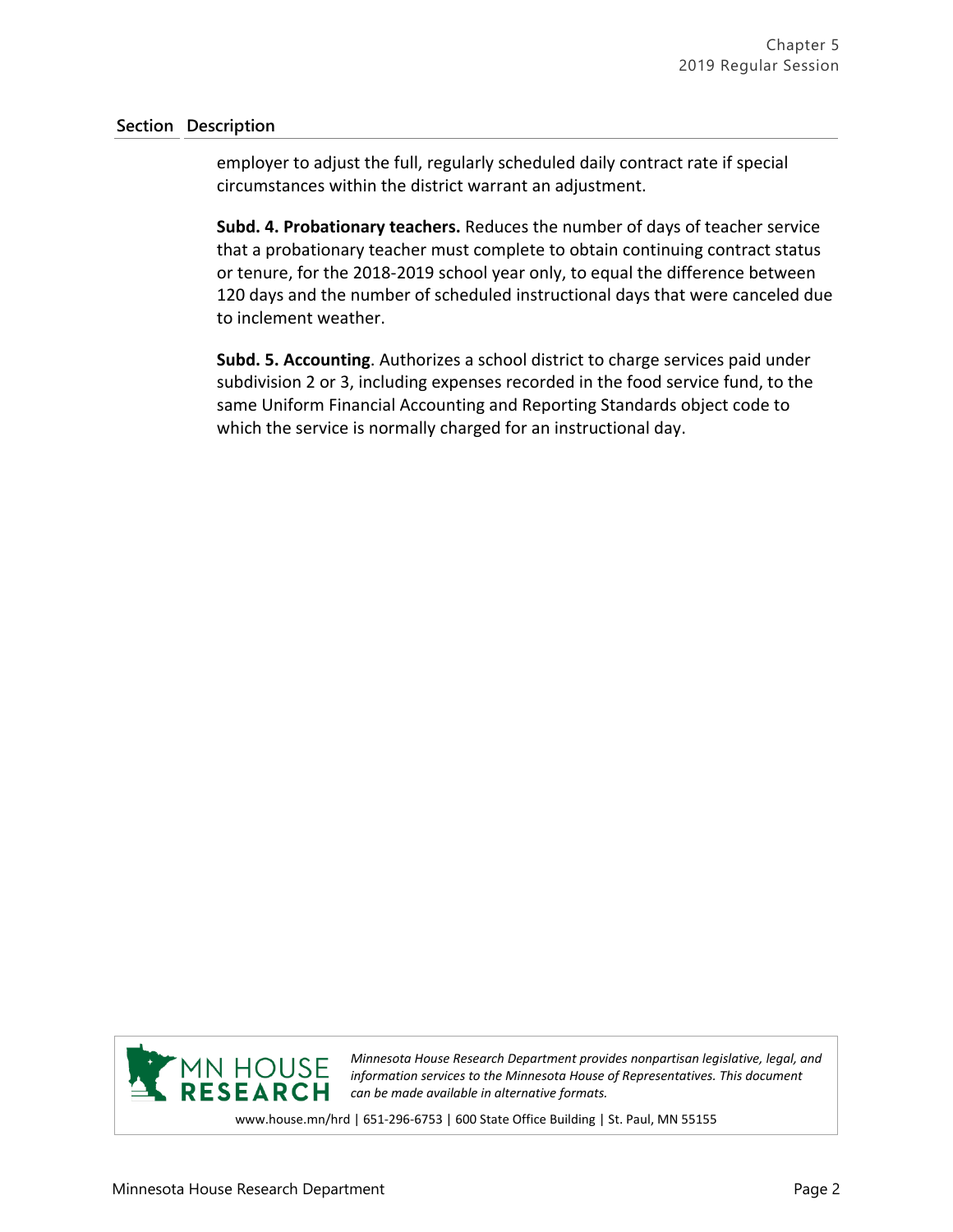| Section | Description |
|---|---|
| | employer to adjust the full, regularly scheduled daily contract rate if special circumstances within the district warrant an adjustment. |
| | **Subd. 4. Probationary teachers.** Reduces the number of days of teacher service that a probationary teacher must complete to obtain continuing contract status or tenure, for the 2018-2019 school year only, to equal the difference between 120 days and the number of scheduled instructional days that were canceled due to inclement weather. |
| | **Subd. 5. Accounting**. Authorizes a school district to charge services paid under subdivision 2 or 3, including expenses recorded in the food service fund, to the same Uniform Financial Accounting and Reporting Standards object code to which the service is normally charged for an instructional day. |

MN HOUSE RESEARCH

*Minnesota House Research Department provides nonpartisan legislative, legal, and information services to the Minnesota House of Representatives. This document can be made available in alternative formats.*

www.house.mn/hrd | 651-296-6753 | 600 State Office Building | St. Paul, MN 55155